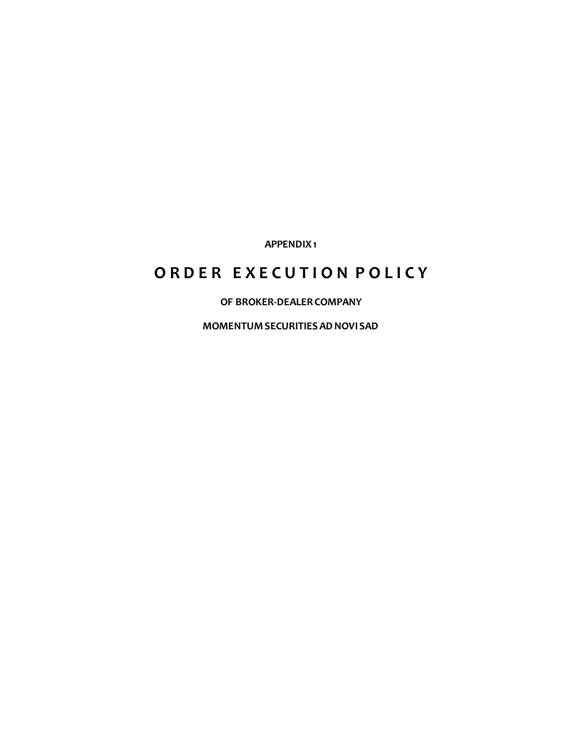**APPENDIX 1**

# ORDER EXECUTION POLICY

**OF BROKER-DEALER COMPANY**

**MOMENTUM SECURITIES AD NOVI SAD**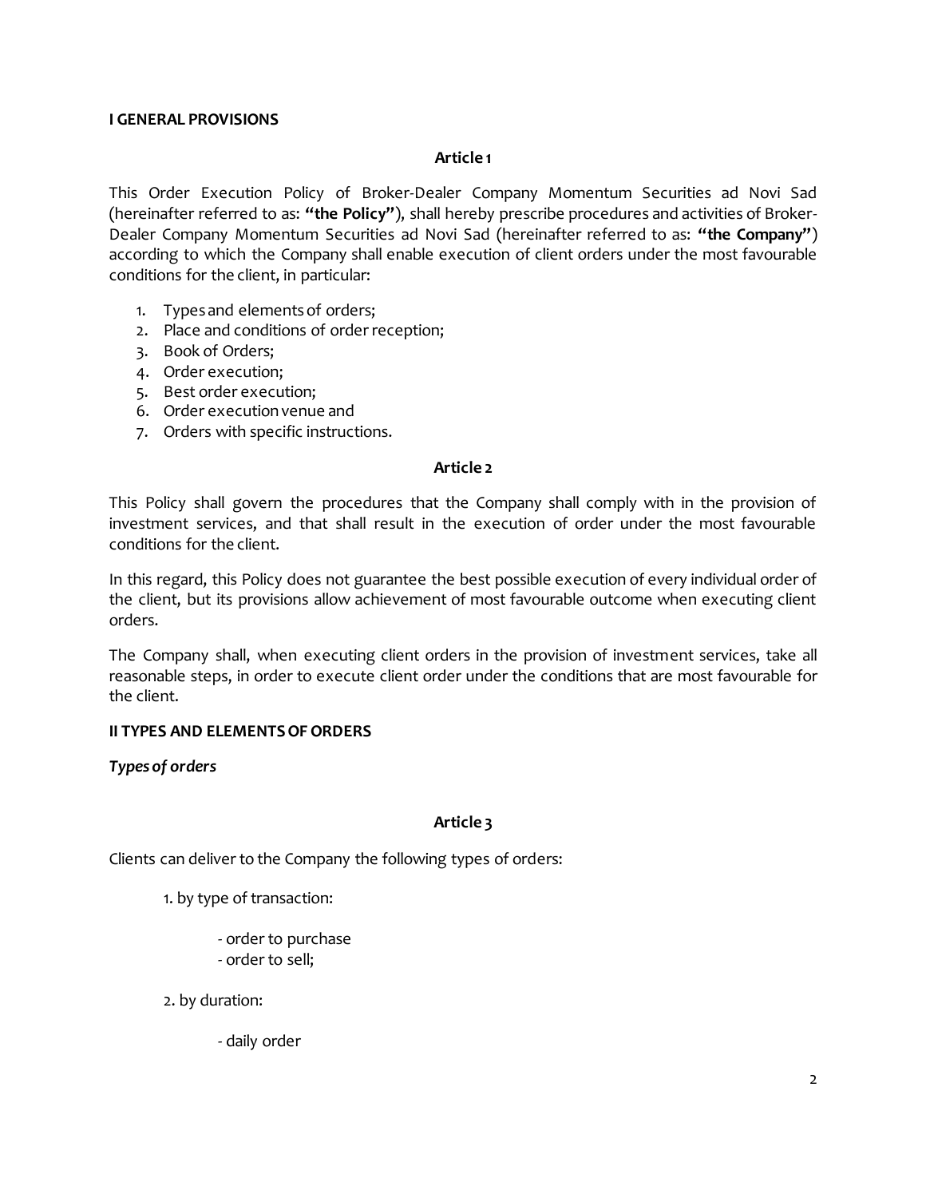## I GENERAL PROVISIONS

### Article 1

This Order Execution Policy of Broker-Dealer Company Momentum Securities ad Novi Sad (hereinafter referred to as: **"the Policy"**), shall hereby prescribe procedures and activities of Broker-Dealer Company Momentum Securities ad Novi Sad (hereinafter referred to as: **"the Company"**) according to which the Company shall enable execution of client orders under the most favourable conditions for the client, in particular:

1. Types and elements of orders;
2. Place and conditions of order reception;
3. Book of Orders;
4. Order execution;
5. Best order execution;
6. Order execution venue and
7. Orders with specific instructions.

### Article 2

This Policy shall govern the procedures that the Company shall comply with in the provision of investment services, and that shall result in the execution of order under the most favourable conditions for the client.

In this regard, this Policy does not guarantee the best possible execution of every individual order of the client, but its provisions allow achievement of most favourable outcome when executing client orders.

The Company shall, when executing client orders in the provision of investment services, take all reasonable steps, in order to execute client order under the conditions that are most favourable for the client.

## II TYPES AND ELEMENTS OF ORDERS

***Types of orders***

### Article 3

Clients can deliver to the Company the following types of orders:

1. by type of transaction:

   - order to purchase
   - order to sell;

2. by duration:

   - daily order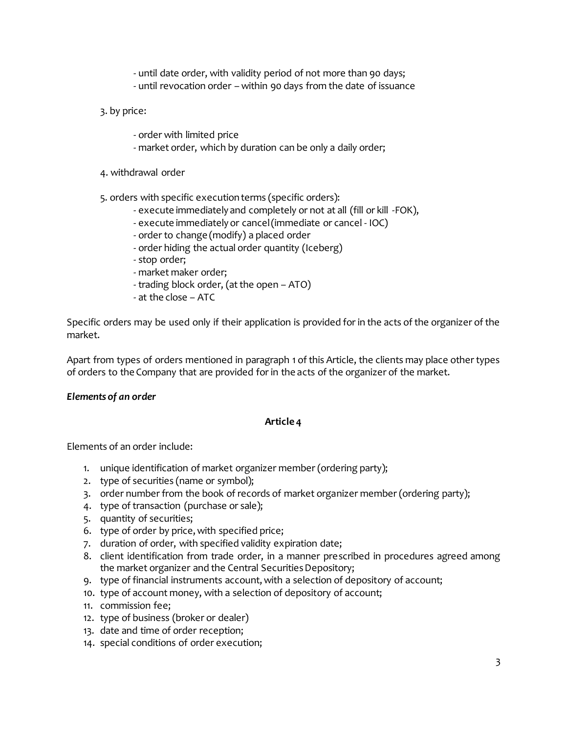- until date order, with validity period of not more than 90 days;
- until revocation order – within 90 days from the date of issuance

3. by price:

   - order with limited price
   - market order, which by duration can be only a daily order;

4. withdrawal order

5. orders with specific execution terms (specific orders):
   - execute immediately and completely or not at all (fill or kill -FOK),
   - execute immediately or cancel (immediate or cancel - IOC)
   - order to change (modify) a placed order
   - order hiding the actual order quantity (Iceberg)
   - stop order;
   - market maker order;
   - trading block order, (at the open – ATO)
   - at the close – ATC

Specific orders may be used only if their application is provided for in the acts of the organizer of the market.

Apart from types of orders mentioned in paragraph 1 of this Article, the clients may place other types of orders to the Company that are provided for in the acts of the organizer of the market.

***Elements of an order***

**Article 4**

Elements of an order include:

1. unique identification of market organizer member (ordering party);
2. type of securities (name or symbol);
3. order number from the book of records of market organizer member (ordering party);
4. type of transaction (purchase or sale);
5. quantity of securities;
6. type of order by price, with specified price;
7. duration of order, with specified validity expiration date;
8. client identification from trade order, in a manner prescribed in procedures agreed among the market organizer and the Central Securities Depository;
9. type of financial instruments account, with a selection of depository of account;
10. type of account money, with a selection of depository of account;
11. commission fee;
12. type of business (broker or dealer)
13. date and time of order reception;
14. special conditions of order execution;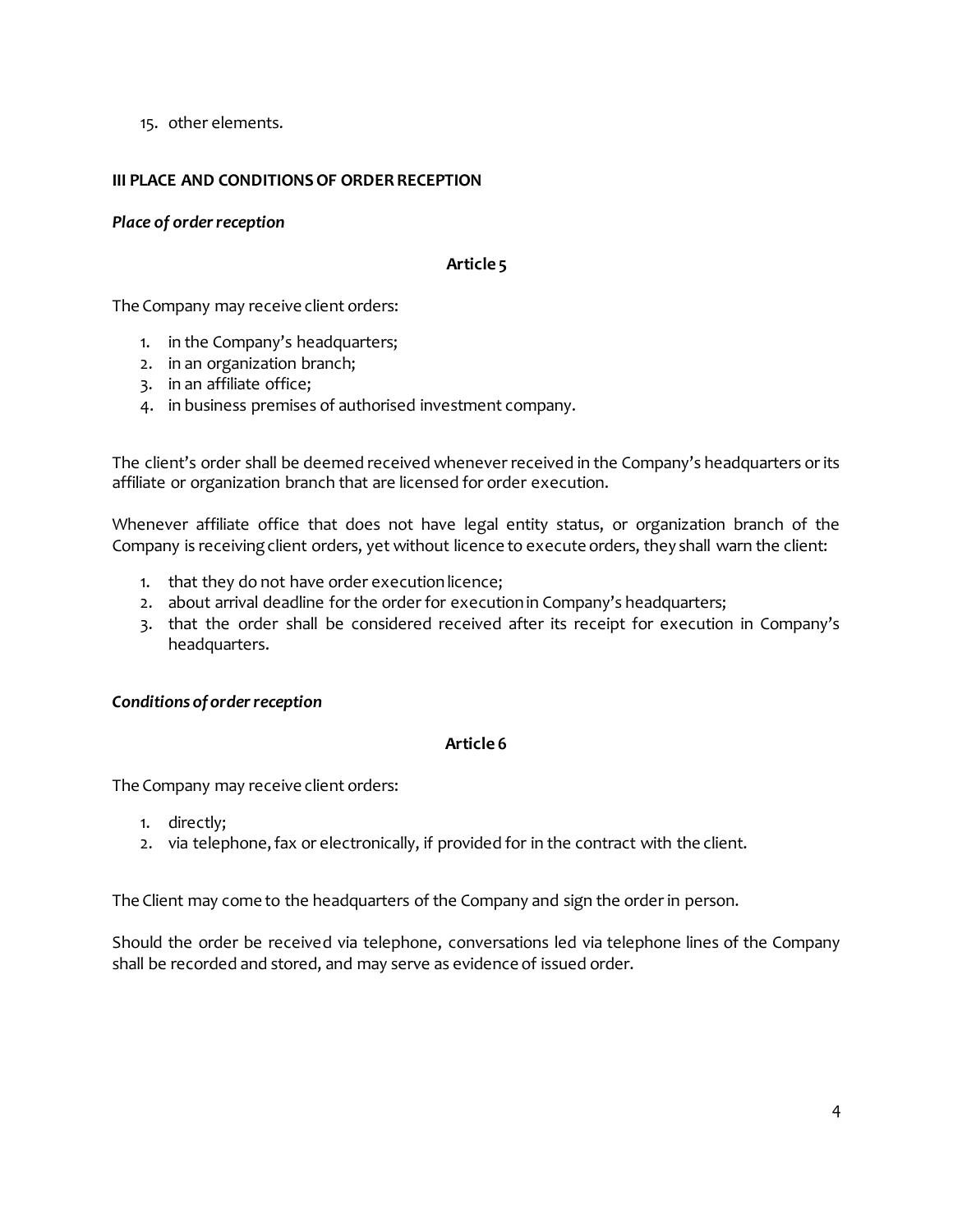15. other elements.

## III PLACE AND CONDITIONS OF ORDER RECEPTION

***Place of order reception***

**Article 5**

The Company may receive client orders:

1. in the Company's headquarters;
2. in an organization branch;
3. in an affiliate office;
4. in business premises of authorised investment company.

The client's order shall be deemed received whenever received in the Company's headquarters or its affiliate or organization branch that are licensed for order execution.

Whenever affiliate office that does not have legal entity status, or organization branch of the Company is receiving client orders, yet without licence to execute orders, they shall warn the client:

1. that they do not have order execution licence;
2. about arrival deadline for the order for execution in Company's headquarters;
3. that the order shall be considered received after its receipt for execution in Company's headquarters.

***Conditions of order reception***

**Article 6**

The Company may receive client orders:

1. directly;
2. via telephone, fax or electronically, if provided for in the contract with the client.

The Client may come to the headquarters of the Company and sign the order in person.

Should the order be received via telephone, conversations led via telephone lines of the Company shall be recorded and stored, and may serve as evidence of issued order.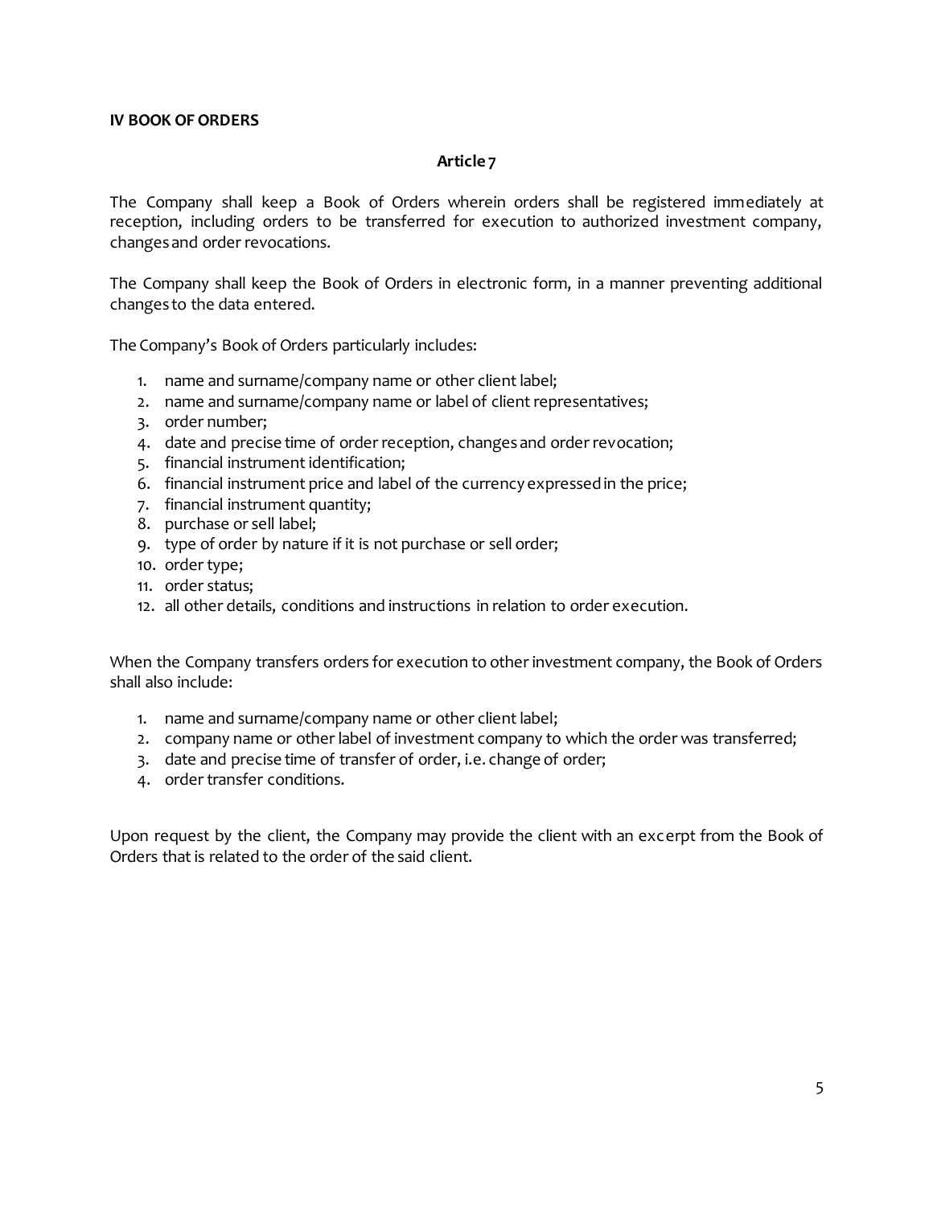## IV BOOK OF ORDERS

### Article 7

The Company shall keep a Book of Orders wherein orders shall be registered immediately at reception, including orders to be transferred for execution to authorized investment company, changes and order revocations.

The Company shall keep the Book of Orders in electronic form, in a manner preventing additional changes to the data entered.

The Company's Book of Orders particularly includes:

1. name and surname/company name or other client label;
2. name and surname/company name or label of client representatives;
3. order number;
4. date and precise time of order reception, changes and order revocation;
5. financial instrument identification;
6. financial instrument price and label of the currency expressed in the price;
7. financial instrument quantity;
8. purchase or sell label;
9. type of order by nature if it is not purchase or sell order;
10. order type;
11. order status;
12. all other details, conditions and instructions in relation to order execution.

When the Company transfers orders for execution to other investment company, the Book of Orders shall also include:

1. name and surname/company name or other client label;
2. company name or other label of investment company to which the order was transferred;
3. date and precise time of transfer of order, i.e. change of order;
4. order transfer conditions.

Upon request by the client, the Company may provide the client with an excerpt from the Book of Orders that is related to the order of the said client.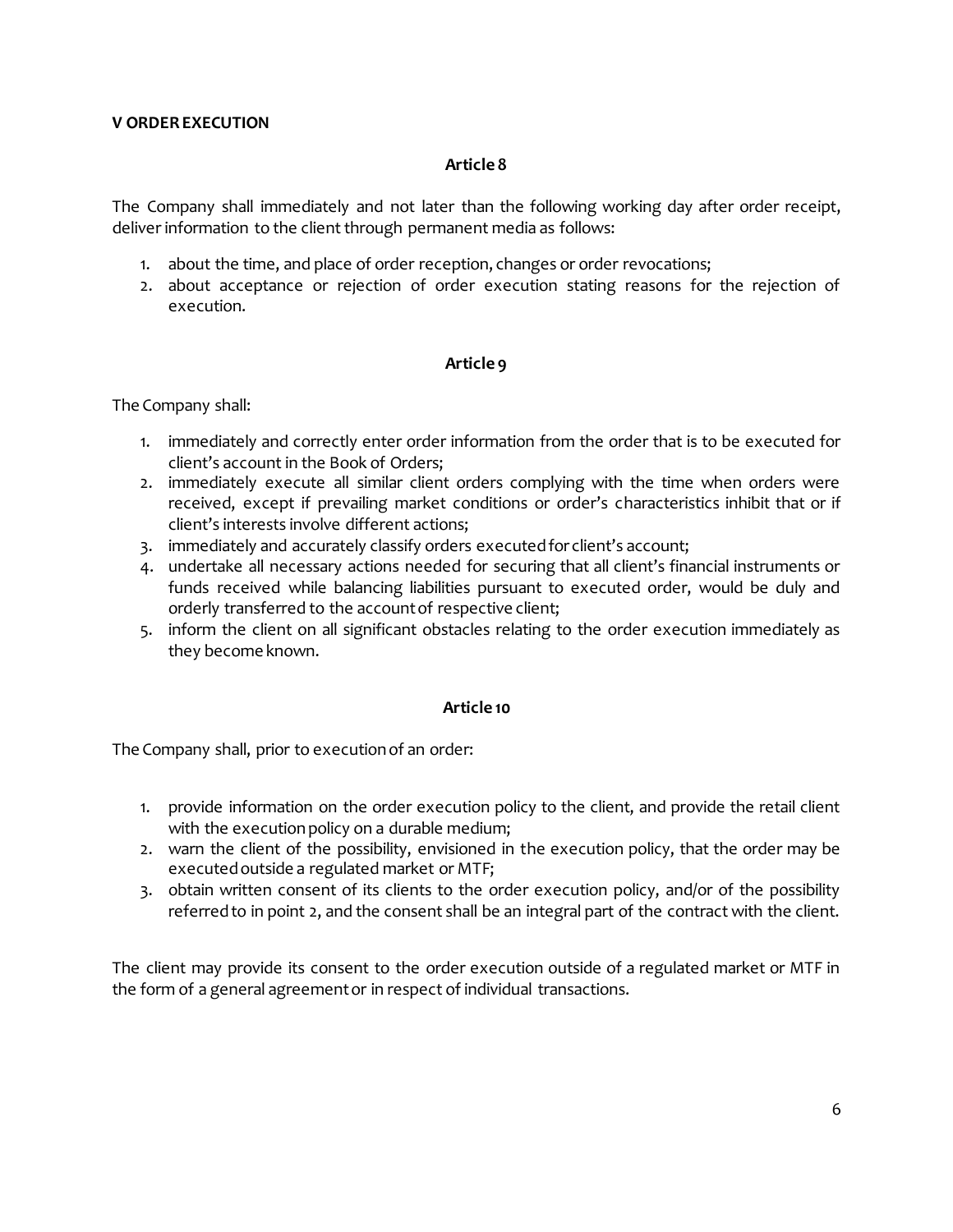## V ORDER EXECUTION

### Article 8

The Company shall immediately and not later than the following working day after order receipt, deliver information to the client through permanent media as follows:

1. about the time, and place of order reception, changes or order revocations;
2. about acceptance or rejection of order execution stating reasons for the rejection of execution.

### Article 9

The Company shall:

1. immediately and correctly enter order information from the order that is to be executed for client's account in the Book of Orders;
2. immediately execute all similar client orders complying with the time when orders were received, except if prevailing market conditions or order's characteristics inhibit that or if client's interests involve different actions;
3. immediately and accurately classify orders executed for client's account;
4. undertake all necessary actions needed for securing that all client's financial instruments or funds received while balancing liabilities pursuant to executed order, would be duly and orderly transferred to the account of respective client;
5. inform the client on all significant obstacles relating to the order execution immediately as they become known.

### Article 10

The Company shall, prior to execution of an order:

1. provide information on the order execution policy to the client, and provide the retail client with the execution policy on a durable medium;
2. warn the client of the possibility, envisioned in the execution policy, that the order may be executed outside a regulated market or MTF;
3. obtain written consent of its clients to the order execution policy, and/or of the possibility referred to in point 2, and the consent shall be an integral part of the contract with the client.

The client may provide its consent to the order execution outside of a regulated market or MTF in the form of a general agreement or in respect of individual transactions.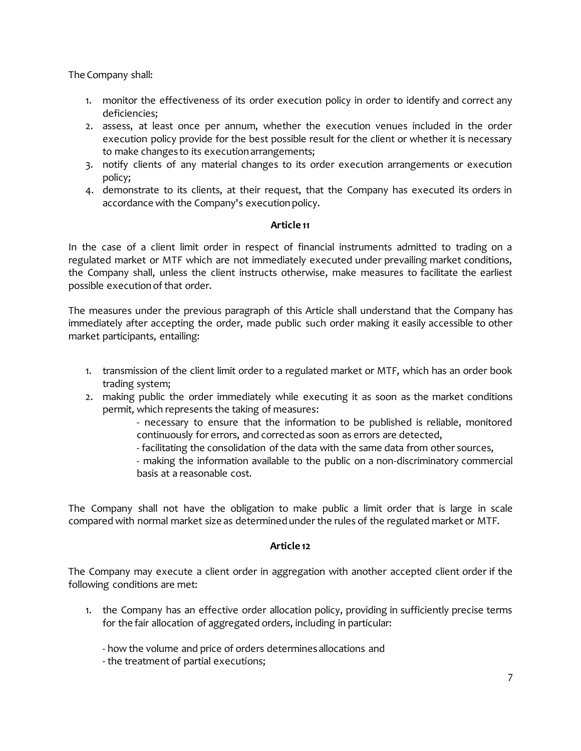The Company shall:

1. monitor the effectiveness of its order execution policy in order to identify and correct any deficiencies;
2. assess, at least once per annum, whether the execution venues included in the order execution policy provide for the best possible result for the client or whether it is necessary to make changes to its execution arrangements;
3. notify clients of any material changes to its order execution arrangements or execution policy;
4. demonstrate to its clients, at their request, that the Company has executed its orders in accordance with the Company's execution policy.

**Article 11**

In the case of a client limit order in respect of financial instruments admitted to trading on a regulated market or MTF which are not immediately executed under prevailing market conditions, the Company shall, unless the client instructs otherwise, make measures to facilitate the earliest possible execution of that order.

The measures under the previous paragraph of this Article shall understand that the Company has immediately after accepting the order, made public such order making it easily accessible to other market participants, entailing:

1. transmission of the client limit order to a regulated market or MTF, which has an order book trading system;
2. making public the order immediately while executing it as soon as the market conditions permit, which represents the taking of measures:
   - necessary to ensure that the information to be published is reliable, monitored continuously for errors, and corrected as soon as errors are detected,
   - facilitating the consolidation of the data with the same data from other sources,
   - making the information available to the public on a non-discriminatory commercial basis at a reasonable cost.

The Company shall not have the obligation to make public a limit order that is large in scale compared with normal market size as determined under the rules of the regulated market or MTF.

**Article 12**

The Company may execute a client order in aggregation with another accepted client order if the following conditions are met:

1. the Company has an effective order allocation policy, providing in sufficiently precise terms for the fair allocation of aggregated orders, including in particular:

   - how the volume and price of orders determines allocations and
   - the treatment of partial executions;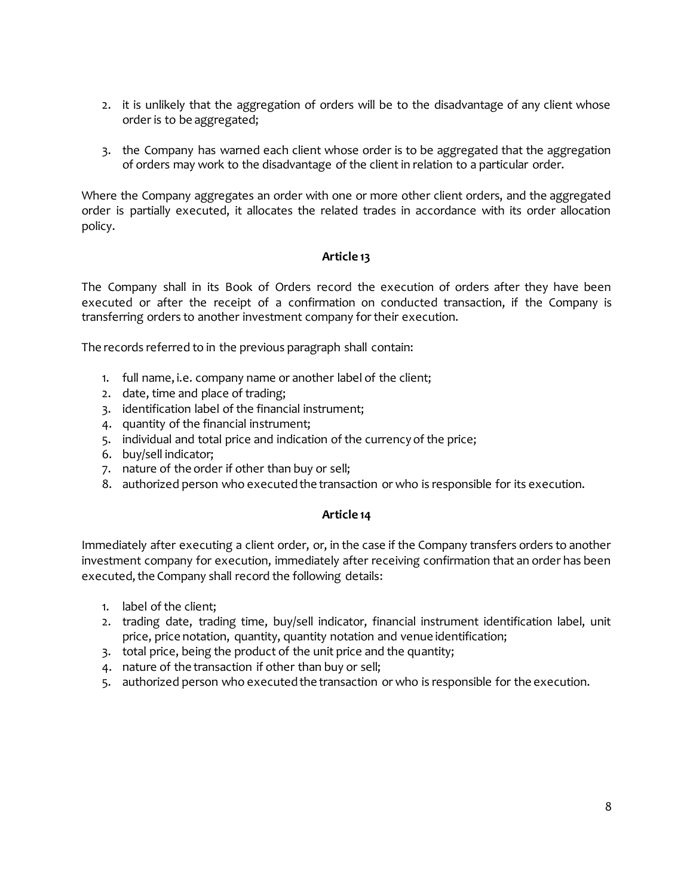2. it is unlikely that the aggregation of orders will be to the disadvantage of any client whose order is to be aggregated;

3. the Company has warned each client whose order is to be aggregated that the aggregation of orders may work to the disadvantage of the client in relation to a particular order.

Where the Company aggregates an order with one or more other client orders, and the aggregated order is partially executed, it allocates the related trades in accordance with its order allocation policy.

**Article 13**

The Company shall in its Book of Orders record the execution of orders after they have been executed or after the receipt of a confirmation on conducted transaction, if the Company is transferring orders to another investment company for their execution.

The records referred to in the previous paragraph shall contain:

1. full name, i.e. company name or another label of the client;
2. date, time and place of trading;
3. identification label of the financial instrument;
4. quantity of the financial instrument;
5. individual and total price and indication of the currency of the price;
6. buy/sell indicator;
7. nature of the order if other than buy or sell;
8. authorized person who executed the transaction or who is responsible for its execution.

**Article 14**

Immediately after executing a client order, or, in the case if the Company transfers orders to another investment company for execution, immediately after receiving confirmation that an order has been executed, the Company shall record the following details:

1. label of the client;
2. trading date, trading time, buy/sell indicator, financial instrument identification label, unit price, price notation, quantity, quantity notation and venue identification;
3. total price, being the product of the unit price and the quantity;
4. nature of the transaction if other than buy or sell;
5. authorized person who executed the transaction or who is responsible for the execution.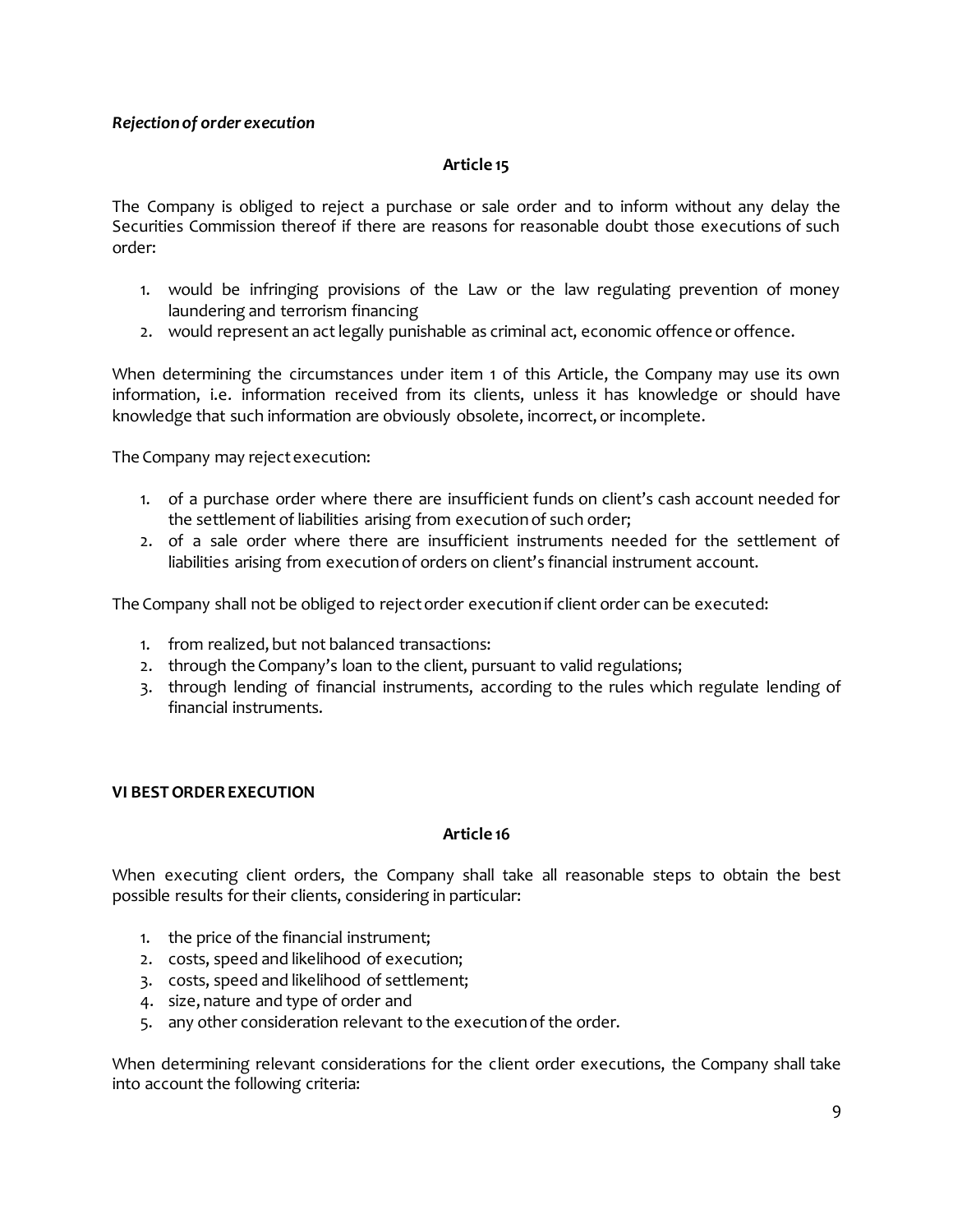*Rejection of order execution*

**Article 15**

The Company is obliged to reject a purchase or sale order and to inform without any delay the Securities Commission thereof if there are reasons for reasonable doubt those executions of such order:

1. would be infringing provisions of the Law or the law regulating prevention of money laundering and terrorism financing
2. would represent an act legally punishable as criminal act, economic offence or offence.

When determining the circumstances under item 1 of this Article, the Company may use its own information, i.e. information received from its clients, unless it has knowledge or should have knowledge that such information are obviously obsolete, incorrect, or incomplete.

The Company may reject execution:

1. of a purchase order where there are insufficient funds on client's cash account needed for the settlement of liabilities arising from execution of such order;
2. of a sale order where there are insufficient instruments needed for the settlement of liabilities arising from execution of orders on client's financial instrument account.

The Company shall not be obliged to reject order execution if client order can be executed:

1. from realized, but not balanced transactions:
2. through the Company's loan to the client, pursuant to valid regulations;
3. through lending of financial instruments, according to the rules which regulate lending of financial instruments.

## VI BEST ORDER EXECUTION

**Article 16**

When executing client orders, the Company shall take all reasonable steps to obtain the best possible results for their clients, considering in particular:

1. the price of the financial instrument;
2. costs, speed and likelihood of execution;
3. costs, speed and likelihood of settlement;
4. size, nature and type of order and
5. any other consideration relevant to the execution of the order.

When determining relevant considerations for the client order executions, the Company shall take into account the following criteria: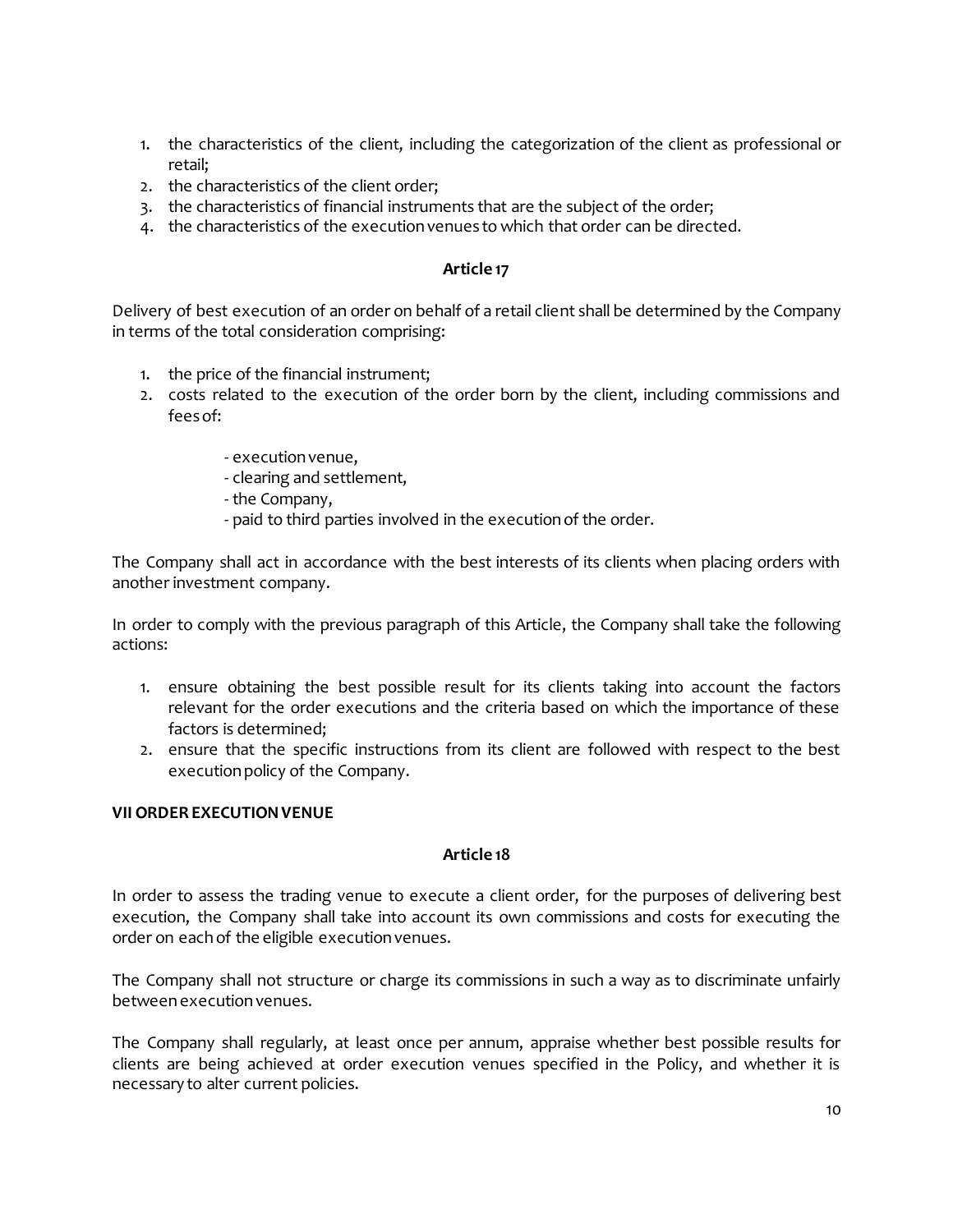1. the characteristics of the client, including the categorization of the client as professional or retail;
2. the characteristics of the client order;
3. the characteristics of financial instruments that are the subject of the order;
4. the characteristics of the execution venues to which that order can be directed.

**Article 17**

Delivery of best execution of an order on behalf of a retail client shall be determined by the Company in terms of the total consideration comprising:

1. the price of the financial instrument;
2. costs related to the execution of the order born by the client, including commissions and fees of:

   - execution venue,
   - clearing and settlement,
   - the Company,
   - paid to third parties involved in the execution of the order.

The Company shall act in accordance with the best interests of its clients when placing orders with another investment company.

In order to comply with the previous paragraph of this Article, the Company shall take the following actions:

1. ensure obtaining the best possible result for its clients taking into account the factors relevant for the order executions and the criteria based on which the importance of these factors is determined;
2. ensure that the specific instructions from its client are followed with respect to the best execution policy of the Company.

**VII ORDER EXECUTION VENUE**

**Article 18**

In order to assess the trading venue to execute a client order, for the purposes of delivering best execution, the Company shall take into account its own commissions and costs for executing the order on each of the eligible execution venues.

The Company shall not structure or charge its commissions in such a way as to discriminate unfairly between execution venues.

The Company shall regularly, at least once per annum, appraise whether best possible results for clients are being achieved at order execution venues specified in the Policy, and whether it is necessary to alter current policies.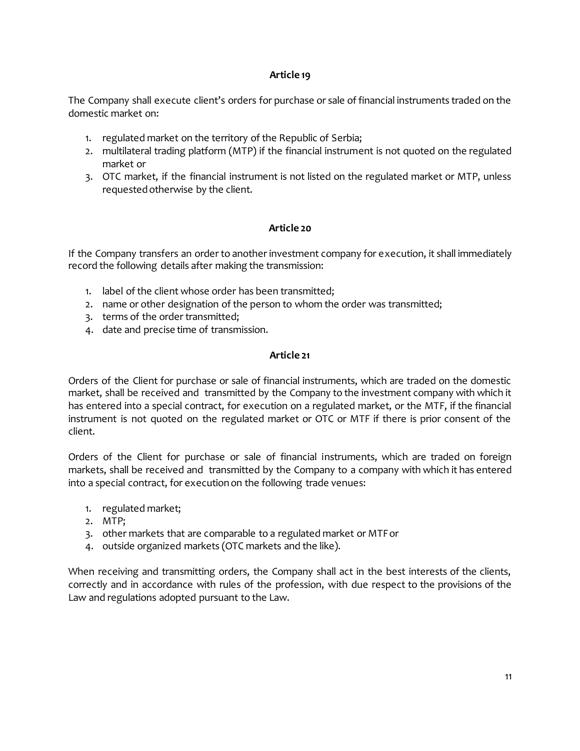**Article 19**

The Company shall execute client's orders for purchase or sale of financial instruments traded on the domestic market on:

1. regulated market on the territory of the Republic of Serbia;
2. multilateral trading platform (MTP) if the financial instrument is not quoted on the regulated market or
3. OTC market, if the financial instrument is not listed on the regulated market or MTP, unless requested otherwise by the client.

**Article 20**

If the Company transfers an order to another investment company for execution, it shall immediately record the following details after making the transmission:

1. label of the client whose order has been transmitted;
2. name or other designation of the person to whom the order was transmitted;
3. terms of the order transmitted;
4. date and precise time of transmission.

**Article 21**

Orders of the Client for purchase or sale of financial instruments, which are traded on the domestic market, shall be received and transmitted by the Company to the investment company with which it has entered into a special contract, for execution on a regulated market, or the MTF, if the financial instrument is not quoted on the regulated market or OTC or MTF if there is prior consent of the client.

Orders of the Client for purchase or sale of financial instruments, which are traded on foreign markets, shall be received and transmitted by the Company to a company with which it has entered into a special contract, for execution on the following trade venues:

1. regulated market;
2. MTP;
3. other markets that are comparable to a regulated market or MTF or
4. outside organized markets (OTC markets and the like).

When receiving and transmitting orders, the Company shall act in the best interests of the clients, correctly and in accordance with rules of the profession, with due respect to the provisions of the Law and regulations adopted pursuant to the Law.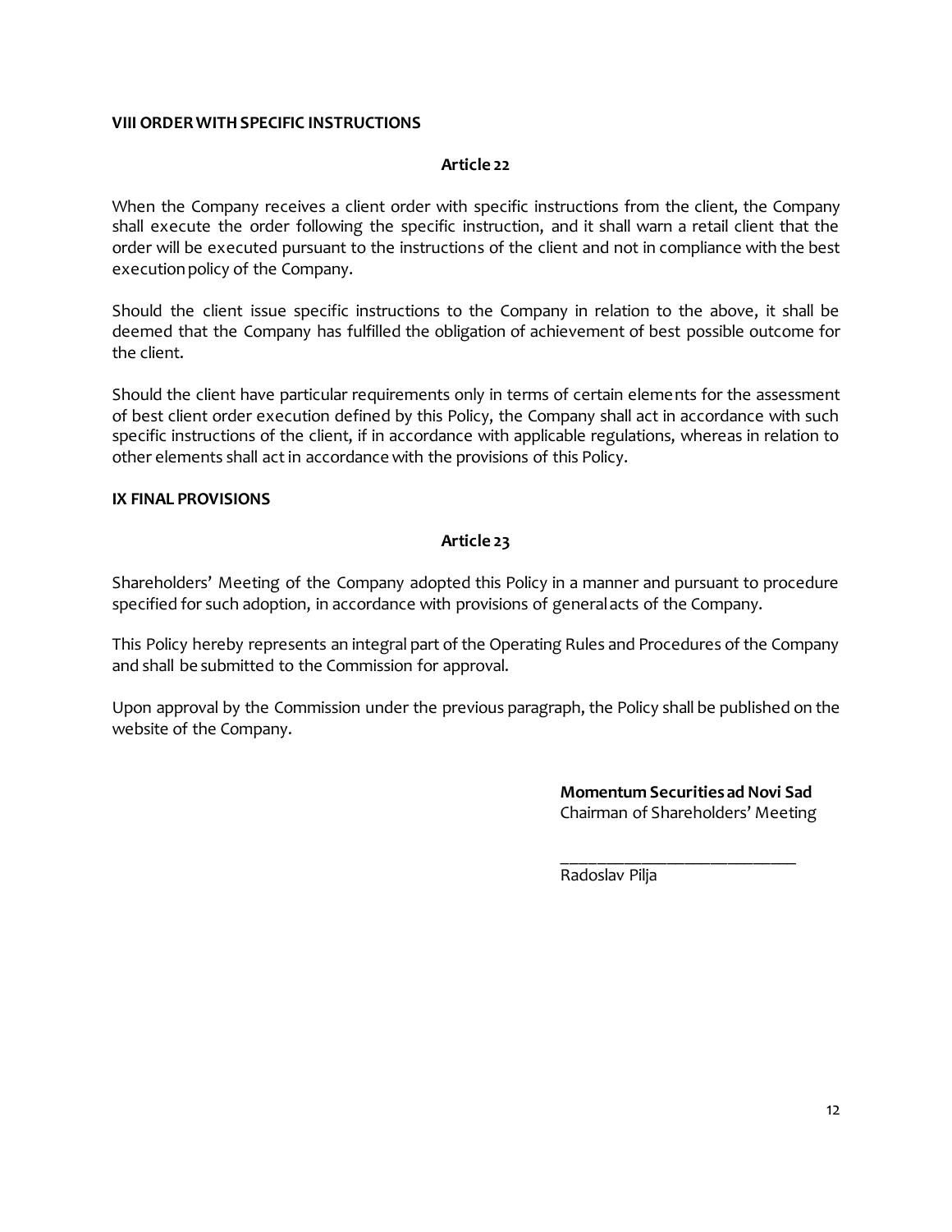## VIII ORDER WITH SPECIFIC INSTRUCTIONS

### Article 22

When the Company receives a client order with specific instructions from the client, the Company shall execute the order following the specific instruction, and it shall warn a retail client that the order will be executed pursuant to the instructions of the client and not in compliance with the best execution policy of the Company.

Should the client issue specific instructions to the Company in relation to the above, it shall be deemed that the Company has fulfilled the obligation of achievement of best possible outcome for the client.

Should the client have particular requirements only in terms of certain elements for the assessment of best client order execution defined by this Policy, the Company shall act in accordance with such specific instructions of the client, if in accordance with applicable regulations, whereas in relation to other elements shall act in accordance with the provisions of this Policy.

## IX FINAL PROVISIONS

### Article 23

Shareholders' Meeting of the Company adopted this Policy in a manner and pursuant to procedure specified for such adoption, in accordance with provisions of general acts of the Company.

This Policy hereby represents an integral part of the Operating Rules and Procedures of the Company and shall be submitted to the Commission for approval.

Upon approval by the Commission under the previous paragraph, the Policy shall be published on the website of the Company.

**Momentum Securities ad Novi Sad**
Chairman of Shareholders' Meeting

___________________________
Radoslav Pilja